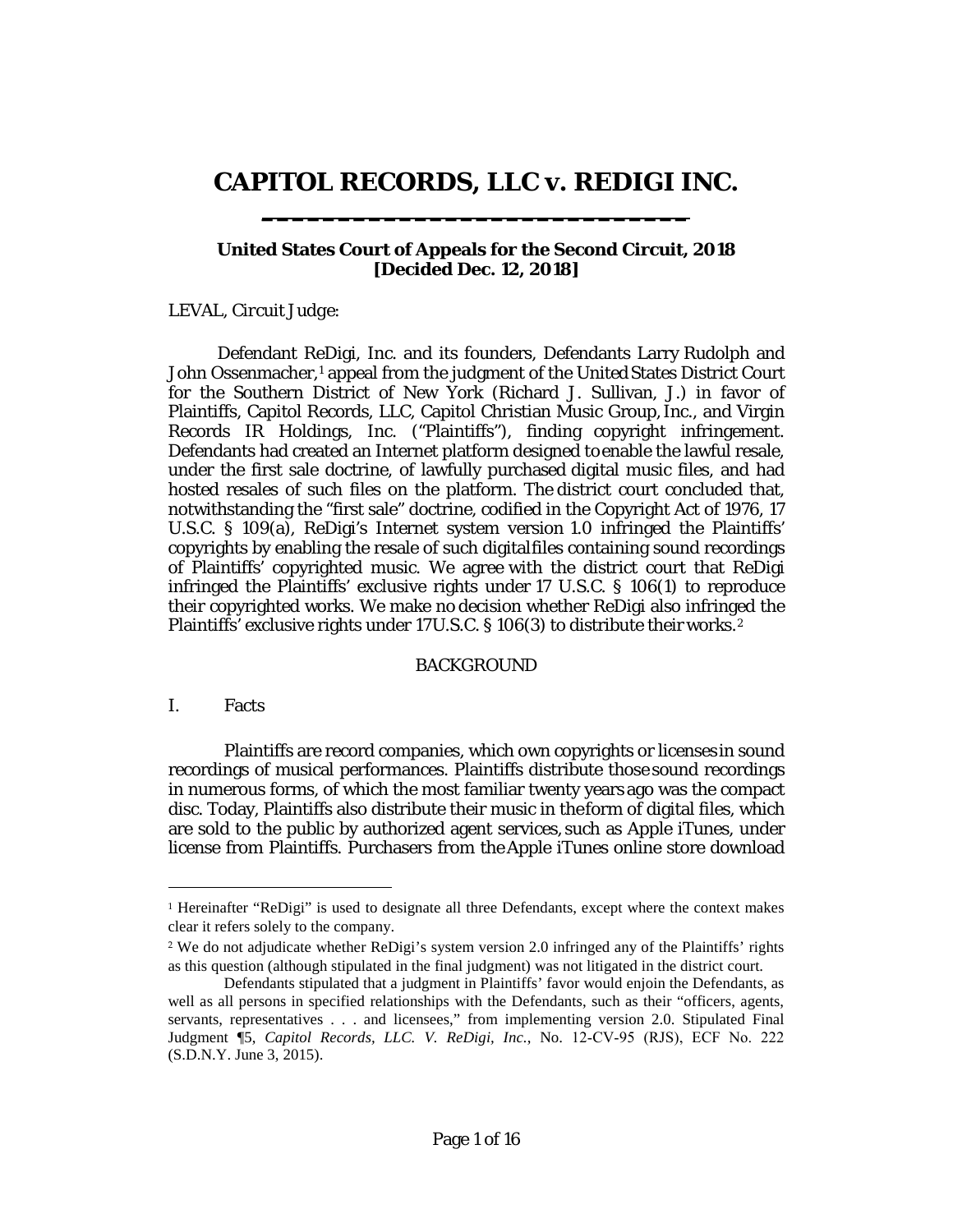# CAPITOL RECORDS, LLC v. REDIGI INC.

**United States Court of Appeals for the Second Circuit, 2018**
**[Decided Dec. 12, 2018]**

LEVAL, *Circuit Judge*:

Defendant ReDigi, Inc. and its founders, Defendants Larry Rudolph and John Ossenmacher,[1] appeal from the judgment of the United States District Court for the Southern District of New York (Richard J. Sullivan, J.) in favor of Plaintiffs, Capitol Records, LLC, Capitol Christian Music Group, Inc., and Virgin Records IR Holdings, Inc. ("Plaintiffs"), finding copyright infringement. Defendants had created an Internet platform designed to enable the lawful resale, under the first sale doctrine, of lawfully purchased digital music files, and had hosted resales of such files on the platform. The district court concluded that, notwithstanding the "first sale" doctrine, codified in the Copyright Act of 1976, 17 U.S.C. § 109(a), ReDigi's Internet system version 1.0 infringed the Plaintiffs' copyrights by enabling the resale of such digital files containing sound recordings of Plaintiffs' copyrighted music. We agree with the district court that ReDigi infringed the Plaintiffs' exclusive rights under 17 U.S.C. § 106(1) to reproduce their copyrighted works. We make no decision whether ReDigi also infringed the Plaintiffs' exclusive rights under 17U.S.C. § 106(3) to distribute their works.[2]

## BACKGROUND

### I. Facts

Plaintiffs are record companies, which own copyrights or licenses in sound recordings of musical performances. Plaintiffs distribute those sound recordings in numerous forms, of which the most familiar twenty years ago was the compact disc. Today, Plaintiffs also distribute their music in the form of digital files, which are sold to the public by authorized agent services, such as Apple iTunes, under license from Plaintiffs. Purchasers from the Apple iTunes online store download

---

[1] Hereinafter "ReDigi" is used to designate all three Defendants, except where the context makes clear it refers solely to the company.

[2] We do not adjudicate whether ReDigi's system version 2.0 infringed any of the Plaintiffs' rights as this question (although stipulated in the final judgment) was not litigated in the district court.

Defendants stipulated that a judgment in Plaintiffs' favor would enjoin the Defendants, as well as all persons in specified relationships with the Defendants, such as their "officers, agents, servants, representatives . . . and licensees," from implementing version 2.0. Stipulated Final Judgment ¶5, *Capitol Records, LLC. V. ReDigi, Inc.*, No. 12-CV-95 (RJS), ECF No. 222 (S.D.N.Y. June 3, 2015).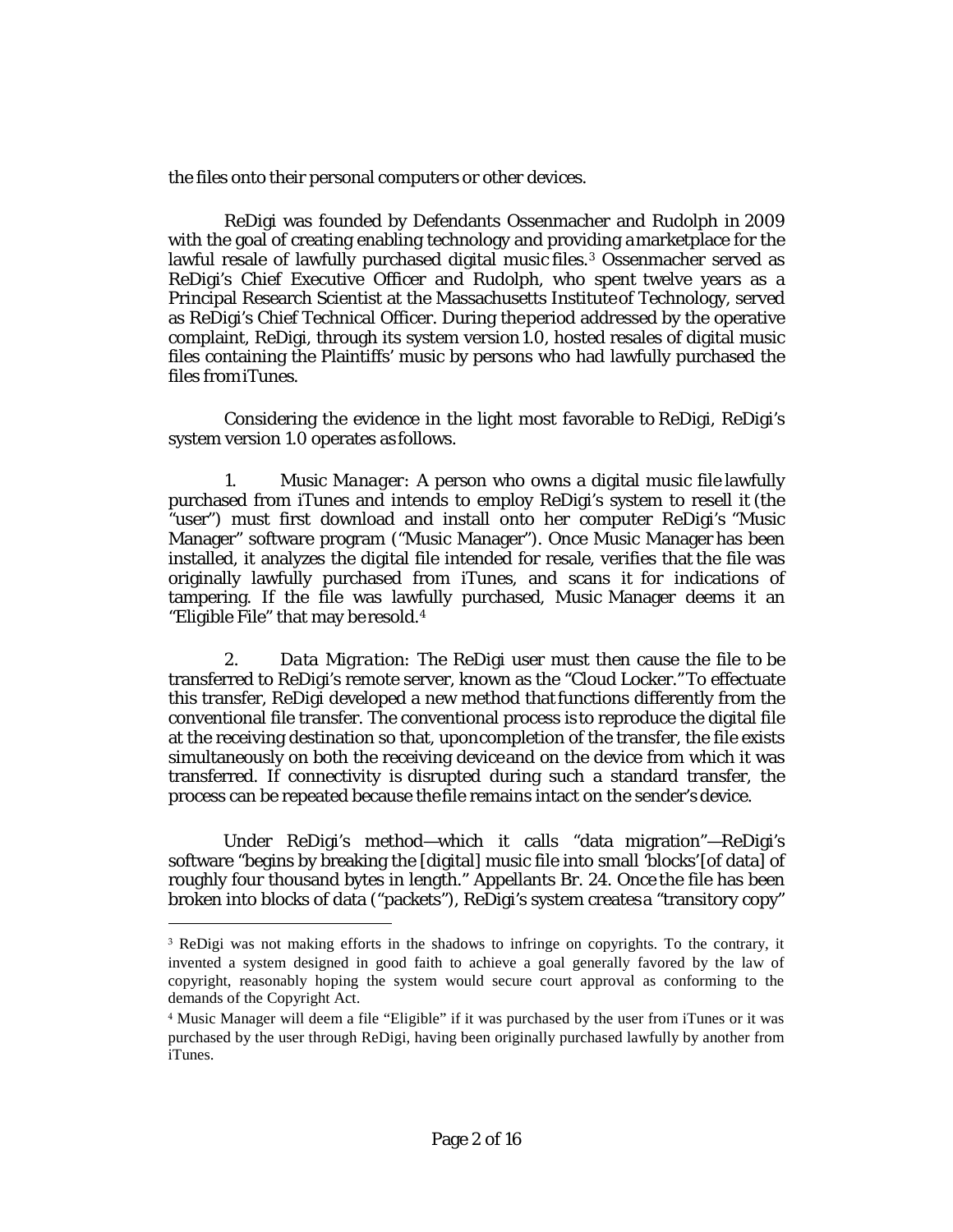the files onto their personal computers or other devices.

ReDigi was founded by Defendants Ossenmacher and Rudolph in 2009 with the goal of creating enabling technology and providing a marketplace for the lawful resale of lawfully purchased digital music files.[3] Ossenmacher served as ReDigi's Chief Executive Officer and Rudolph, who spent twelve years as a Principal Research Scientist at the Massachusetts Institute of Technology, served as ReDigi's Chief Technical Officer. During the period addressed by the operative complaint, ReDigi, through its system version 1.0, hosted resales of digital music files containing the Plaintiffs' music by persons who had lawfully purchased the files from iTunes.

Considering the evidence in the light most favorable to ReDigi, ReDigi's system version 1.0 operates as follows.

1. *Music Manager*: A person who owns a digital music file lawfully purchased from iTunes and intends to employ ReDigi's system to resell it (the "user") must first download and install onto her computer ReDigi's "Music Manager" software program ("Music Manager"). Once Music Manager has been installed, it analyzes the digital file intended for resale, verifies that the file was originally lawfully purchased from iTunes, and scans it for indications of tampering. If the file was lawfully purchased, Music Manager deems it an "Eligible File" that may be resold.[4]

2. *Data Migration*: The ReDigi user must then cause the file to be transferred to ReDigi's remote server, known as the "Cloud Locker." To effectuate this transfer, ReDigi developed a new method that functions differently from the conventional file transfer. The conventional process is to reproduce the digital file at the receiving destination so that, upon completion of the transfer, the file exists simultaneously on both the receiving device and on the device from which it was transferred. If connectivity is disrupted during such a standard transfer, the process can be repeated because the file remains intact on the sender's device.

Under ReDigi's method—which it calls "data migration"—ReDigi's software "begins by breaking the [digital] music file into small 'blocks' [of data] of roughly four thousand bytes in length." Appellants Br. 24. Once the file has been broken into blocks of data ("packets"), ReDigi's system creates a "transitory copy"

---

[3] ReDigi was not making efforts in the shadows to infringe on copyrights. To the contrary, it invented a system designed in good faith to achieve a goal generally favored by the law of copyright, reasonably hoping the system would secure court approval as conforming to the demands of the Copyright Act.

[4] Music Manager will deem a file "Eligible" if it was purchased by the user from iTunes or it was purchased by the user through ReDigi, having been originally purchased lawfully by another from iTunes.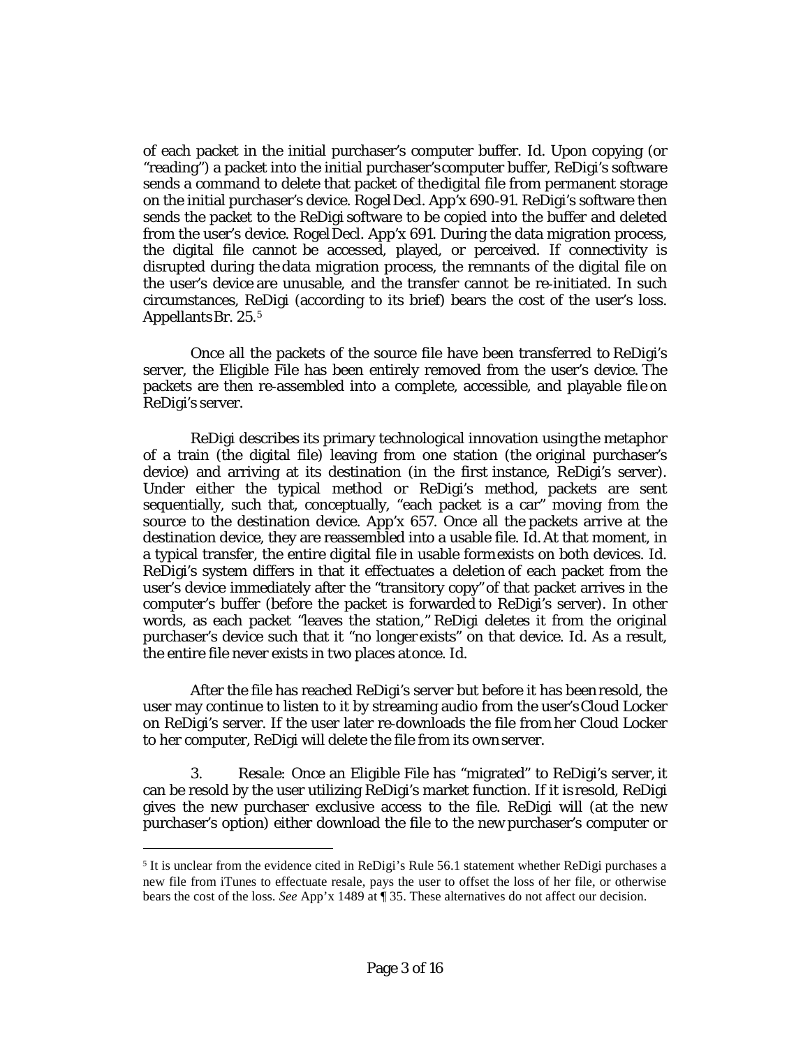of each packet in the initial purchaser's computer buffer. Id. Upon copying (or "reading") a packet into the initial purchaser's computer buffer, ReDigi's software sends a command to delete that packet of the digital file from permanent storage on the initial purchaser's device. Rogel Decl. App'x 690-91. ReDigi's software then sends the packet to the ReDigi software to be copied into the buffer and deleted from the user's device. Rogel Decl. App'x 691. During the data migration process, the digital file cannot be accessed, played, or perceived. If connectivity is disrupted during the data migration process, the remnants of the digital file on the user's device are unusable, and the transfer cannot be re-initiated. In such circumstances, ReDigi (according to its brief) bears the cost of the user's loss. Appellants Br. 25.[5]

Once all the packets of the source file have been transferred to ReDigi's server, the Eligible File has been entirely removed from the user's device. The packets are then re-assembled into a complete, accessible, and playable file on ReDigi's server.

ReDigi describes its primary technological innovation using the metaphor of a train (the digital file) leaving from one station (the original purchaser's device) and arriving at its destination (in the first instance, ReDigi's server). Under either the typical method or ReDigi's method, packets are sent sequentially, such that, conceptually, "each packet is a car" moving from the source to the destination device. App'x 657. Once all the packets arrive at the destination device, they are reassembled into a usable file. Id. At that moment, in a typical transfer, the entire digital file in usable form exists on both devices. Id. ReDigi's system differs in that it effectuates a deletion of each packet from the user's device immediately after the "transitory copy" of that packet arrives in the computer's buffer (before the packet is forwarded to ReDigi's server). In other words, as each packet "leaves the station," ReDigi deletes it from the original purchaser's device such that it "no longer exists" on that device. Id. As a result, the entire file never exists in two places at once. Id.

After the file has reached ReDigi's server but before it has been resold, the user may continue to listen to it by streaming audio from the user's Cloud Locker on ReDigi's server. If the user later re-downloads the file from her Cloud Locker to her computer, ReDigi will delete the file from its own server.

3. *Resale*: Once an Eligible File has "migrated" to ReDigi's server, it can be resold by the user utilizing ReDigi's market function. If it is resold, ReDigi gives the new purchaser exclusive access to the file. ReDigi will (at the new purchaser's option) either download the file to the new purchaser's computer or

---

[5] It is unclear from the evidence cited in ReDigi's Rule 56.1 statement whether ReDigi purchases a new file from iTunes to effectuate resale, pays the user to offset the loss of her file, or otherwise bears the cost of the loss. *See* App'x 1489 at ¶ 35. These alternatives do not affect our decision.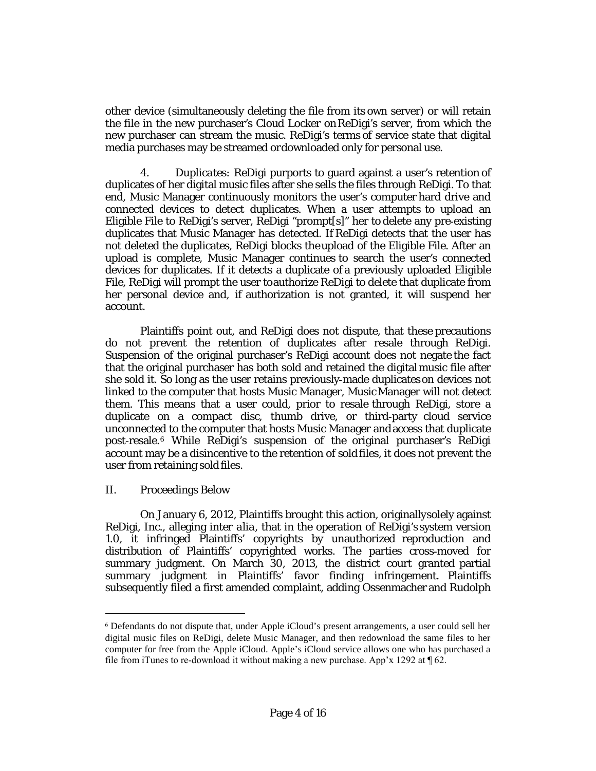other device (simultaneously deleting the file from its own server) or will retain the file in the new purchaser's Cloud Locker on ReDigi's server, from which the new purchaser can stream the music. ReDigi's terms of service state that digital media purchases may be streamed or downloaded only for personal use.

4. *Duplicates*: ReDigi purports to guard against a user's retention of duplicates of her digital music files after she sells the files through ReDigi. To that end, Music Manager continuously monitors the user's computer hard drive and connected devices to detect duplicates. When a user attempts to upload an Eligible File to ReDigi's server, ReDigi "prompt[s]" her to delete any pre-existing duplicates that Music Manager has detected. If ReDigi detects that the user has not deleted the duplicates, ReDigi blocks the upload of the Eligible File. After an upload is complete, Music Manager continues to search the user's connected devices for duplicates. If it detects a duplicate of a previously uploaded Eligible File, ReDigi will prompt the user to authorize ReDigi to delete that duplicate from her personal device and, if authorization is not granted, it will suspend her account.

Plaintiffs point out, and ReDigi does not dispute, that these precautions do not prevent the retention of duplicates after resale through ReDigi. Suspension of the original purchaser's ReDigi account does not negate the fact that the original purchaser has both sold and retained the digital music file after she sold it. So long as the user retains previously-made duplicates on devices not linked to the computer that hosts Music Manager, Music Manager will not detect them. This means that a user could, prior to resale through ReDigi, store a duplicate on a compact disc, thumb drive, or third-party cloud service unconnected to the computer that hosts Music Manager and access that duplicate post-resale.[6] While ReDigi's suspension of the original purchaser's ReDigi account may be a disincentive to the retention of sold files, it does not prevent the user from retaining sold files.

## II. Proceedings Below

On January 6, 2012, Plaintiffs brought this action, originally solely against ReDigi, Inc., alleging *inter alia*, that in the operation of ReDigi's system version 1.0, it infringed Plaintiffs' copyrights by unauthorized reproduction and distribution of Plaintiffs' copyrighted works. The parties cross-moved for summary judgment. On March 30, 2013, the district court granted partial summary judgment in Plaintiffs' favor finding infringement. Plaintiffs subsequently filed a first amended complaint, adding Ossenmacher and Rudolph

[6] Defendants do not dispute that, under Apple iCloud's present arrangements, a user could sell her digital music files on ReDigi, delete Music Manager, and then redownload the same files to her computer for free from the Apple iCloud. Apple's iCloud service allows one who has purchased a file from iTunes to re-download it without making a new purchase. App'x 1292 at ¶ 62.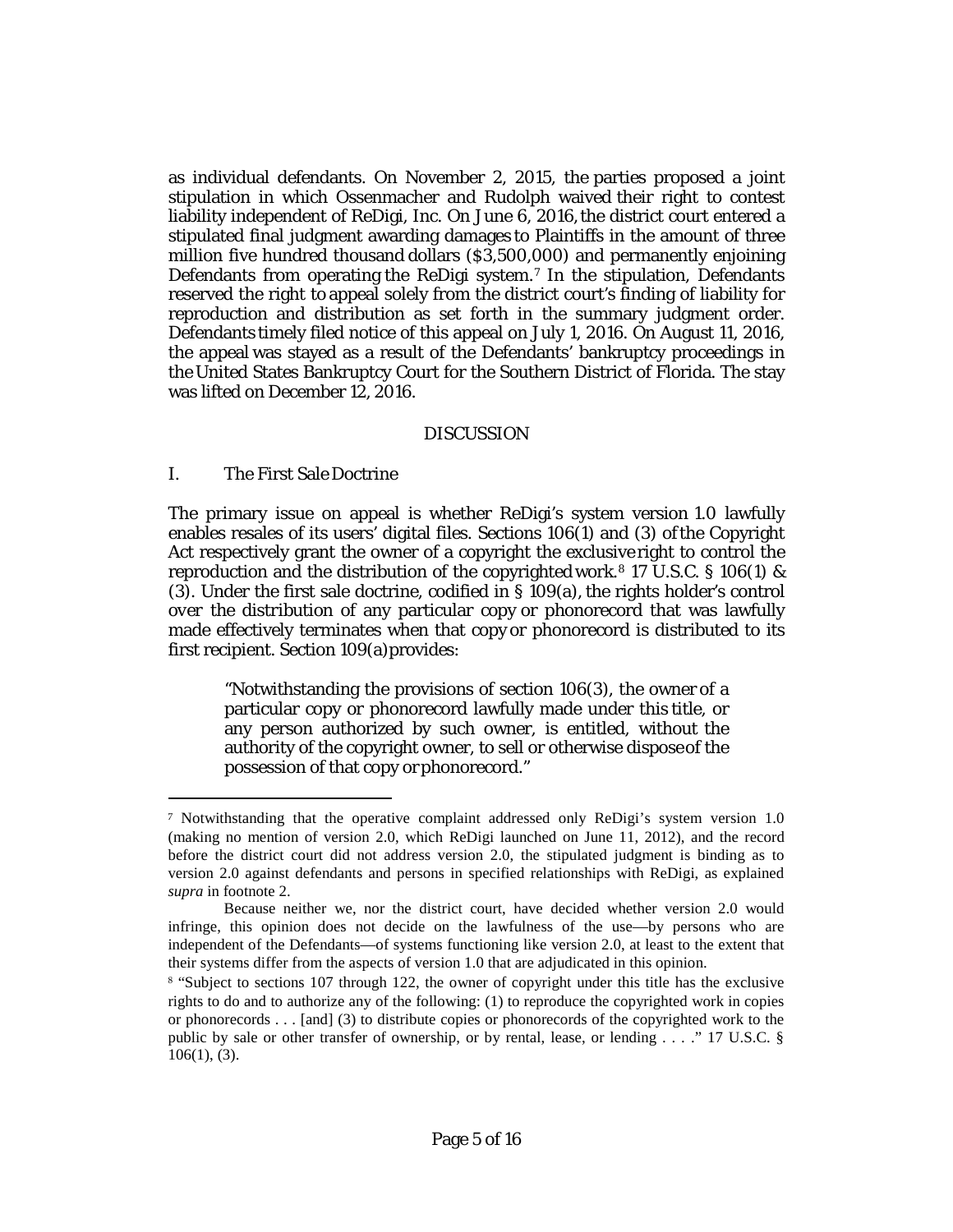as individual defendants. On November 2, 2015, the parties proposed a joint stipulation in which Ossenmacher and Rudolph waived their right to contest liability independent of ReDigi, Inc. On June 6, 2016, the district court entered a stipulated final judgment awarding damages to Plaintiffs in the amount of three million five hundred thousand dollars ($3,500,000) and permanently enjoining Defendants from operating the ReDigi system.[7] In the stipulation, Defendants reserved the right to appeal solely from the district court's finding of liability for reproduction and distribution as set forth in the summary judgment order. Defendants timely filed notice of this appeal on July 1, 2016. On August 11, 2016, the appeal was stayed as a result of the Defendants' bankruptcy proceedings in the United States Bankruptcy Court for the Southern District of Florida. The stay was lifted on December 12, 2016.

## DISCUSSION

### I. The First Sale Doctrine

The primary issue on appeal is whether ReDigi's system version 1.0 lawfully enables resales of its users' digital files. Sections 106(1) and (3) of the Copyright Act respectively grant the owner of a copyright the exclusive right to control the reproduction and the distribution of the copyrighted work.[8] 17 U.S.C. § 106(1) & (3). Under the first sale doctrine, codified in § 109(a), the rights holder's control over the distribution of any particular copy or phonorecord that was lawfully made effectively terminates when that copy or phonorecord is distributed to its first recipient. Section 109(a) provides:

> "Notwithstanding the provisions of section 106(3), the owner of a particular copy or phonorecord lawfully made under this title, or any person authorized by such owner, is entitled, without the authority of the copyright owner, to sell or otherwise dispose of the possession of that copy or phonorecord."

---

[7] Notwithstanding that the operative complaint addressed only ReDigi's system version 1.0 (making no mention of version 2.0, which ReDigi launched on June 11, 2012), and the record before the district court did not address version 2.0, the stipulated judgment is binding as to version 2.0 against defendants and persons in specified relationships with ReDigi, as explained *supra* in footnote 2.

Because neither we, nor the district court, have decided whether version 2.0 would infringe, this opinion does not decide on the lawfulness of the use—by persons who are independent of the Defendants—of systems functioning like version 2.0, at least to the extent that their systems differ from the aspects of version 1.0 that are adjudicated in this opinion.

[8] "Subject to sections 107 through 122, the owner of copyright under this title has the exclusive rights to do and to authorize any of the following: (1) to reproduce the copyrighted work in copies or phonorecords . . . [and] (3) to distribute copies or phonorecords of the copyrighted work to the public by sale or other transfer of ownership, or by rental, lease, or lending . . . ." 17 U.S.C. § 106(1), (3).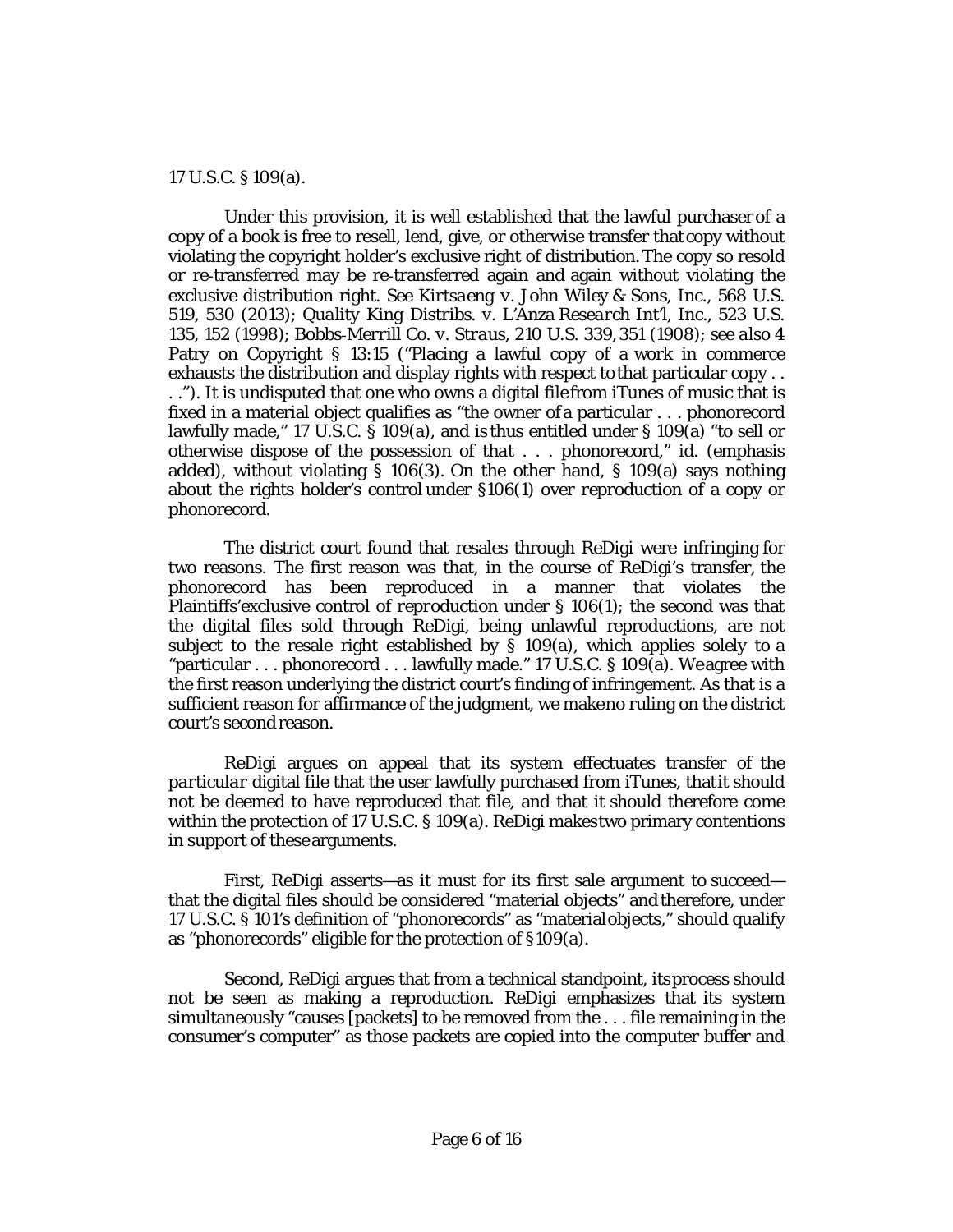17 U.S.C. § 109(a).

Under this provision, it is well established that the lawful purchaser of a copy of a book is free to resell, lend, give, or otherwise transfer that copy without violating the copyright holder's exclusive right of distribution. The copy so resold or re-transferred may be re-transferred again and again without violating the exclusive distribution right. *See Kirtsaeng v. John Wiley & Sons, Inc.*, 568 U.S. 519, 530 (2013); *Quality King Distribs. v. L'Anza Research Int'l, Inc.*, 523 U.S. 135, 152 (1998); *Bobbs-Merrill Co. v. Straus*, 210 U.S. 339, 351 (1908); *see also* 4 Patry on Copyright § 13:15 ("Placing a lawful copy of a work in commerce exhausts the distribution and display rights with respect to that particular copy . . . ."). It is undisputed that one who owns a digital file from iTunes of music that is fixed in a material object qualifies as "the owner of a particular . . . phonorecord lawfully made," 17 U.S.C. § 109(a), and is thus entitled under § 109(a) "to sell or otherwise dispose of the possession of *that* . . . phonorecord," *id.* (emphasis added), without violating § 106(3). On the other hand, § 109(a) says nothing about the rights holder's control under § 106(1) over *reproduction* of a copy or phonorecord.

The district court found that resales through ReDigi were infringing for two reasons. The first reason was that, in the course of ReDigi's transfer, the phonorecord has been reproduced in a manner that violates the Plaintiffs' exclusive control of *reproduction* under § 106(1); the second was that the digital files sold through ReDigi, being unlawful reproductions, are not subject to the resale right established by § 109(a), which applies solely to a "particular . . . phonorecord . . . lawfully made." 17 U.S.C. § 109(a). We agree with the first reason underlying the district court's finding of infringement. As that is a sufficient reason for affirmance of the judgment, we make no ruling on the district court's second reason.

ReDigi argues on appeal that its system effectuates transfer of the *particular* digital file that the user lawfully purchased from iTunes, that it should not be deemed to have reproduced that file, and that it should therefore come within the protection of 17 U.S.C. § 109(a). ReDigi makes two primary contentions in support of these arguments.

First, ReDigi asserts—as it must for its first sale argument to succeed—that the digital files should be considered "material objects" and therefore, under 17 U.S.C. § 101's definition of "phonorecords" as "material objects," should qualify as "phonorecords" eligible for the protection of § 109(a).

Second, ReDigi argues that from a technical standpoint, its process should not be seen as making a reproduction. ReDigi emphasizes that its system simultaneously "causes [packets] to be removed from the . . . file remaining in the consumer's computer" as those packets are copied into the computer buffer and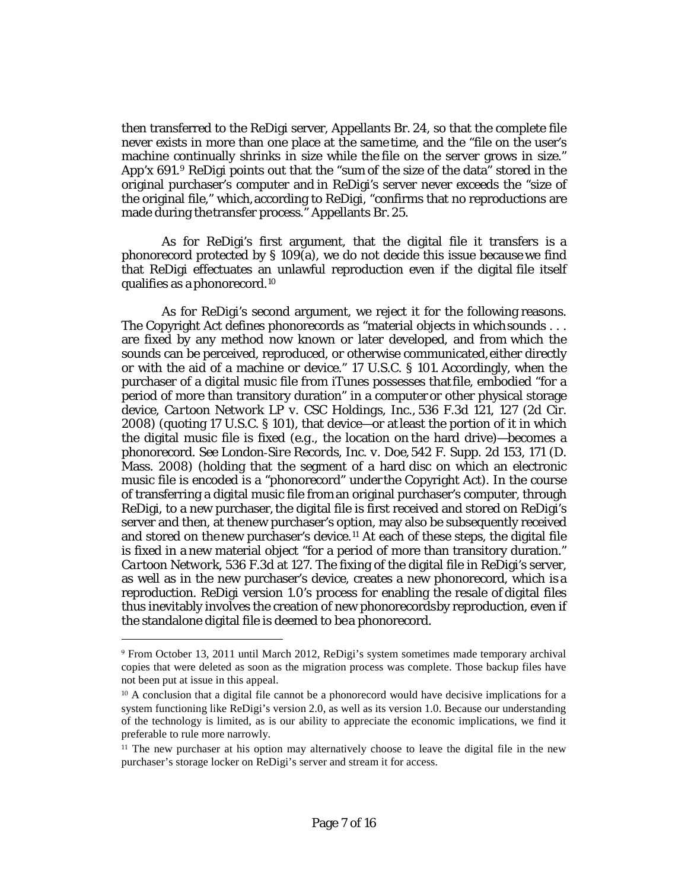then transferred to the ReDigi server, Appellants Br. 24, so that the complete file never exists in more than one place at the same time, and the "file on the user's machine continually shrinks in size while the file on the server grows in size." App'x 691.[9] ReDigi points out that the "sum of the size of the data" stored in the original purchaser's computer and in ReDigi's server never exceeds the "size of the original file," which, according to ReDigi, "confirms that no reproductions are made during the transfer process." Appellants Br. 25.

As for ReDigi's first argument, that the digital file it transfers is a phonorecord protected by § 109(a), we do not decide this issue because we find that ReDigi effectuates an unlawful reproduction even if the digital file itself qualifies as a phonorecord.[10]

As for ReDigi's second argument, we reject it for the following reasons. The Copyright Act defines phonorecords as "material objects in which sounds . . . are fixed by any method now known or later developed, and from which the sounds can be perceived, reproduced, or otherwise communicated, either directly or with the aid of a machine or device." 17 U.S.C. § 101. Accordingly, when the purchaser of a digital music file from iTunes possesses that file, embodied "for a period of more than transitory duration" in a computer or other physical storage device, *Cartoon Network LP v. CSC Holdings, Inc.*, 536 F.3d 121, 127 (2d Cir. 2008) (quoting 17 U.S.C. § 101), that device—or at least the portion of it in which the digital music file is fixed (e.g., the location on the hard drive)—becomes a phonorecord. *See London-Sire Records, Inc. v. Doe*, 542 F. Supp. 2d 153, 171 (D. Mass. 2008) (holding that the segment of a hard disc on which an electronic music file is encoded is a "phonorecord" under the Copyright Act). In the course of transferring a digital music file from an original purchaser's computer, through ReDigi, to a new purchaser, the digital file is first received and stored on ReDigi's server and then, at the new purchaser's option, may also be subsequently received and stored on the new purchaser's device.[11] At each of these steps, the digital file is fixed in a new material object "for a period of more than transitory duration." *Cartoon Network*, 536 F.3d at 127. The fixing of the digital file in ReDigi's server, as well as in the new purchaser's device, creates a new phonorecord, which is a reproduction. ReDigi version 1.0's process for enabling the resale of digital files thus inevitably involves the creation of new phonorecords by reproduction, even if the standalone digital file is deemed to be a phonorecord.

---

[9] From October 13, 2011 until March 2012, ReDigi's system sometimes made temporary archival copies that were deleted as soon as the migration process was complete. Those backup files have not been put at issue in this appeal.

[10] A conclusion that a digital file cannot be a phonorecord would have decisive implications for a system functioning like ReDigi's version 2.0, as well as its version 1.0. Because our understanding of the technology is limited, as is our ability to appreciate the economic implications, we find it preferable to rule more narrowly.

[11] The new purchaser at his option may alternatively choose to leave the digital file in the new purchaser's storage locker on ReDigi's server and stream it for access.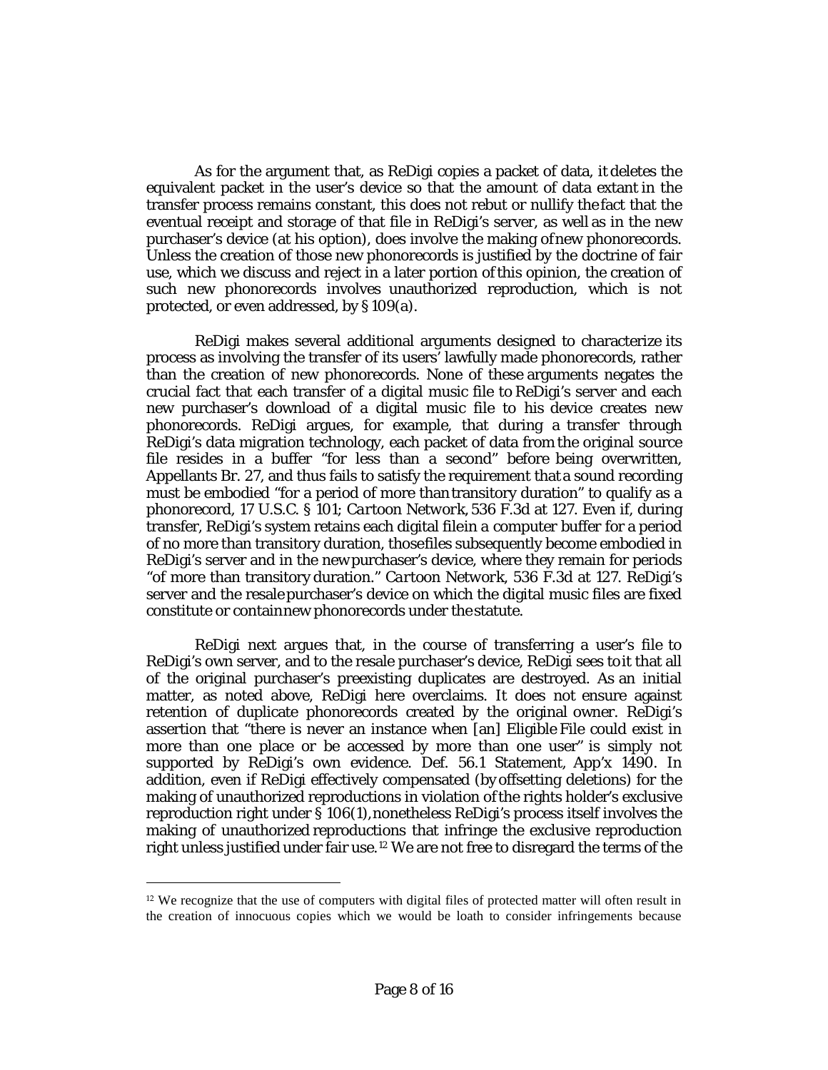As for the argument that, as ReDigi copies a packet of data, it deletes the equivalent packet in the user's device so that the amount of data extant in the transfer process remains constant, this does not rebut or nullify the fact that the eventual receipt and storage of that file in ReDigi's server, as well as in the new purchaser's device (at his option), does involve the making of new phonorecords. Unless the creation of those new phonorecords is justified by the doctrine of fair use, which we discuss and reject in a later portion of this opinion, the creation of such new phonorecords involves unauthorized reproduction, which is not protected, or even addressed, by § 109(a).

ReDigi makes several additional arguments designed to characterize its process as involving the transfer of its users' lawfully made phonorecords, rather than the creation of new phonorecords. None of these arguments negates the crucial fact that each transfer of a digital music file to ReDigi's server and each new purchaser's download of a digital music file to his device creates new phonorecords. ReDigi argues, for example, that during a transfer through ReDigi's data migration technology, each packet of data from the original source file resides in a buffer "for less than a second" before being overwritten, Appellants Br. 27, and thus fails to satisfy the requirement that a sound recording must be embodied "for a period of more than transitory duration" to qualify as a phonorecord, 17 U.S.C. § 101; *Cartoon Network*, 536 F.3d at 127. Even if, during transfer, ReDigi's system retains each digital file in a computer buffer for a period of no more than transitory duration, those files subsequently become embodied in ReDigi's server and in the new purchaser's device, where they remain for periods "of more than transitory duration." *Cartoon Network*, 536 F.3d at 127. ReDigi's server and the resale purchaser's device on which the digital music files are fixed constitute or contain new phonorecords under the statute.

ReDigi next argues that, in the course of transferring a user's file to ReDigi's own server, and to the resale purchaser's device, ReDigi sees to it that all of the original purchaser's preexisting duplicates are destroyed. As an initial matter, as noted above, ReDigi here overclaims. It does not ensure against retention of duplicate phonorecords created by the original owner. ReDigi's assertion that "there is never an instance when [an] Eligible File could exist in more than one place or be accessed by more than one user" is simply not supported by ReDigi's own evidence. Def. 56.1 Statement, App'x 1490. In addition, even if ReDigi effectively compensated (by offsetting deletions) for the making of unauthorized reproductions in violation of the rights holder's exclusive reproduction right under § 106(1), nonetheless ReDigi's process itself involves the making of unauthorized reproductions that infringe the exclusive reproduction right unless justified under fair use.[12] We are not free to disregard the terms of the

[12] We recognize that the use of computers with digital files of protected matter will often result in the creation of innocuous copies which we would be loath to consider infringements because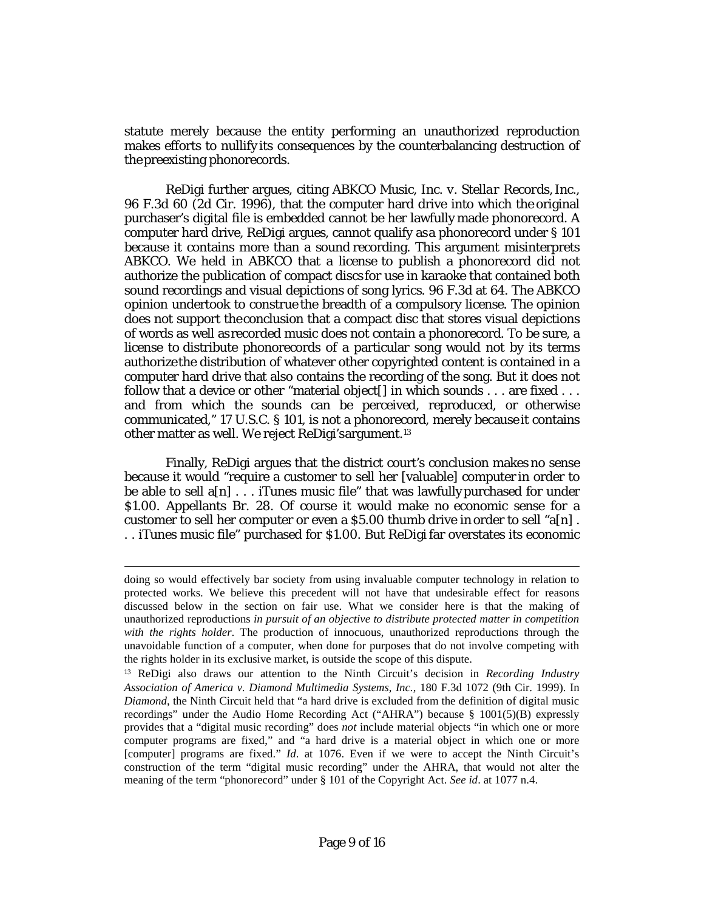statute merely because the entity performing an unauthorized reproduction makes efforts to nullify its consequences by the counterbalancing destruction of the preexisting phonorecords.

ReDigi further argues, citing ABKCO Music, Inc. v. Stellar Records, Inc., 96 F.3d 60 (2d Cir. 1996), that the computer hard drive into which the original purchaser's digital file is embedded cannot be her lawfully made phonorecord. A computer hard drive, ReDigi argues, cannot qualify as a phonorecord under § 101 because it contains more than a sound recording. This argument misinterprets ABKCO. We held in ABKCO that a license to publish a phonorecord did not authorize the publication of compact discs for use in karaoke that contained both sound recordings and visual depictions of song lyrics. 96 F.3d at 64. The ABKCO opinion undertook to construe the breadth of a compulsory license. The opinion does not support the conclusion that a compact disc that stores visual depictions of words as well as recorded music does not *contain* a phonorecord. To be sure, a license to distribute phonorecords of a particular song would not by its terms authorize the distribution of whatever other copyrighted content is contained in a computer hard drive that also contains the recording of the song. But it does not follow that a device or other "material object[] in which sounds . . . are fixed . . . and from which the sounds can be perceived, reproduced, or otherwise communicated," 17 U.S.C. § 101, is not a phonorecord, merely because it contains other matter as well. We reject ReDigi's argument.[13]

Finally, ReDigi argues that the district court's conclusion makes no sense because it would "require a customer to sell her [valuable] computer in order to be able to sell a[n] . . . iTunes music file" that was lawfully purchased for under $1.00. Appellants Br. 28. Of course it would make no economic sense for a customer to sell her computer or even a $5.00 thumb drive in order to sell "a[n] . . . iTunes music file" purchased for $1.00. But ReDigi far overstates its economic

---

doing so would effectively bar society from using invaluable computer technology in relation to protected works. We believe this precedent will not have that undesirable effect for reasons discussed below in the section on fair use. What we consider here is that the making of unauthorized reproductions *in pursuit of an objective to distribute protected matter in competition with the rights holder*. The production of innocuous, unauthorized reproductions through the unavoidable function of a computer, when done for purposes that do not involve competing with the rights holder in its exclusive market, is outside the scope of this dispute.

[13] ReDigi also draws our attention to the Ninth Circuit's decision in *Recording Industry Association of America v. Diamond Multimedia Systems, Inc.*, 180 F.3d 1072 (9th Cir. 1999). In *Diamond*, the Ninth Circuit held that "a hard drive is excluded from the definition of digital music recordings" under the Audio Home Recording Act ("AHRA") because § 1001(5)(B) expressly provides that a "digital music recording" does *not* include material objects "in which one or more computer programs are fixed," and "a hard drive is a material object in which one or more [computer] programs are fixed." *Id.* at 1076. Even if we were to accept the Ninth Circuit's construction of the term "digital music recording" under the AHRA, that would not alter the meaning of the term "phonorecord" under § 101 of the Copyright Act. *See id.* at 1077 n.4.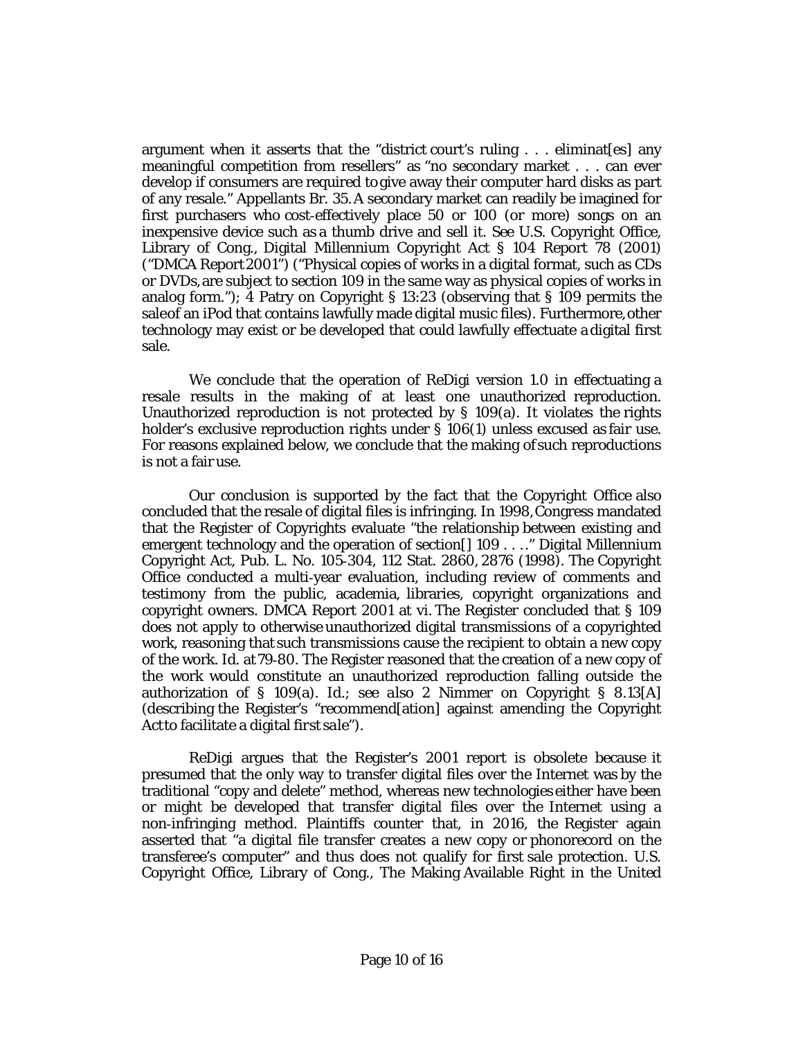argument when it asserts that the "district court's ruling . . . eliminat[es] any meaningful competition from resellers" as "no secondary market . . . can ever develop if consumers are required to give away their computer hard disks as part of any resale." Appellants Br. 35. A secondary market can readily be imagined for first purchasers who cost-effectively place 50 or 100 (or more) songs on an inexpensive device such as a thumb drive and sell it. *See* U.S. Copyright Office, Library of Cong., Digital Millennium Copyright Act § 104 Report 78 (2001) ("DMCA Report 2001") ("Physical copies of works in a digital format, such as CDs or DVDs, are subject to section 109 in the same way as physical copies of works in analog form."); 4 Patry on Copyright § 13:23 (observing that § 109 permits the sale of an iPod that contains lawfully made digital music files). Furthermore, other technology may exist or be developed that could lawfully effectuate a digital first sale.

We conclude that the operation of ReDigi version 1.0 in effectuating a resale results in the making of at least one unauthorized reproduction. Unauthorized reproduction is not protected by § 109(a). It violates the rights holder's exclusive reproduction rights under § 106(1) unless excused as fair use. For reasons explained below, we conclude that the making of such reproductions is not a fair use.

Our conclusion is supported by the fact that the Copyright Office also concluded that the resale of digital files is infringing. In 1998, Congress mandated that the Register of Copyrights evaluate "the relationship between existing and emergent technology and the operation of section[] 109 . . . ." Digital Millennium Copyright Act, Pub. L. No. 105-304, 112 Stat. 2860, 2876 (1998). The Copyright Office conducted a multi-year evaluation, including review of comments and testimony from the public, academia, libraries, copyright organizations and copyright owners. DMCA Report 2001 at vi. The Register concluded that § 109 does not apply to otherwise unauthorized digital transmissions of a copyrighted work, reasoning that such transmissions cause the recipient to obtain a new copy of the work. *Id.* at 79-80. The Register reasoned that the creation of a new copy of the work would constitute an unauthorized reproduction falling outside the authorization of § 109(a). *Id.*; *see also* 2 Nimmer on Copyright § 8.13[A] (describing the Register's "recommend[ation] against amending the Copyright Act to facilitate a digital *first sale*").

ReDigi argues that the Register's 2001 report is obsolete because it presumed that the only way to transfer digital files over the Internet was by the traditional "copy and delete" method, whereas new technologies either have been or might be developed that transfer digital files over the Internet using a non-infringing method. Plaintiffs counter that, in 2016, the Register again asserted that "a digital file transfer creates a new copy or phonorecord on the transferee's computer" and thus does not qualify for first sale protection. U.S. Copyright Office, Library of Cong., The Making Available Right in the United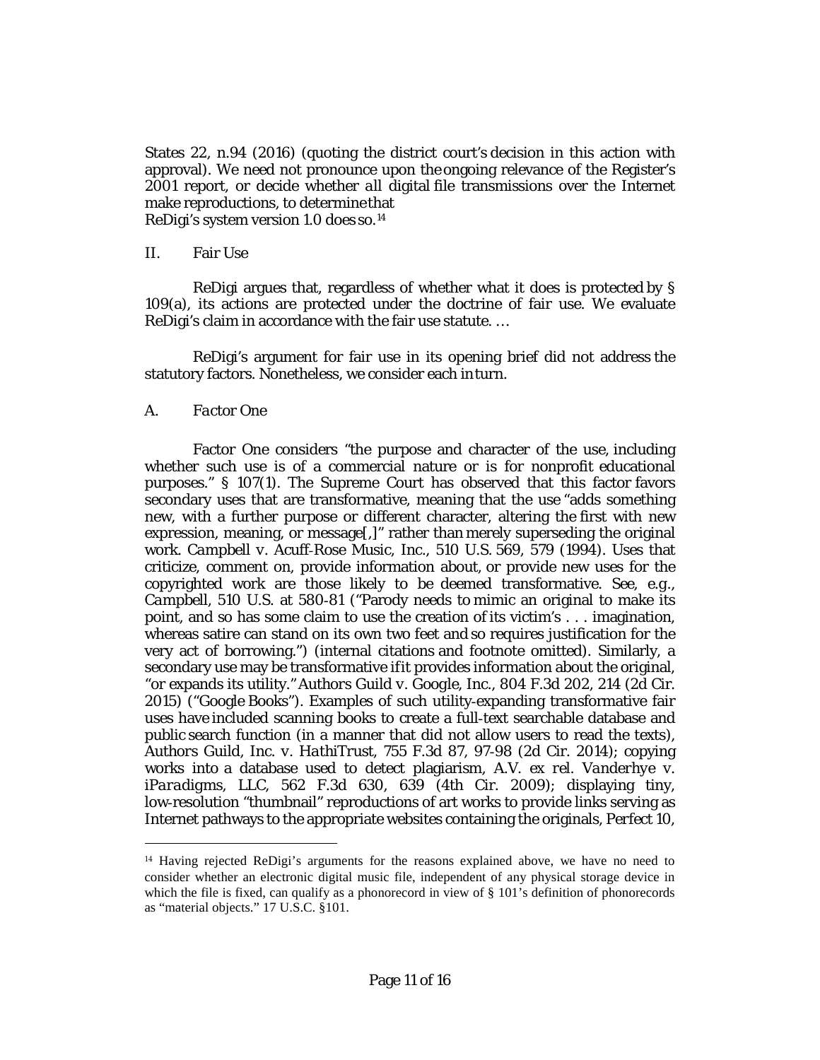States 22, n.94 (2016) (quoting the district court's decision in this action with approval). We need not pronounce upon the ongoing relevance of the Register's 2001 report, or decide whether *all* digital file transmissions over the Internet make reproductions, to determine that ReDigi's system version 1.0 does so.[14]

## II. Fair Use

ReDigi argues that, regardless of whether what it does is protected by § 109(a), its actions are protected under the doctrine of fair use. We evaluate ReDigi's claim in accordance with the fair use statute. …

ReDigi's argument for fair use in its opening brief did not address the statutory factors. Nonetheless, we consider each in turn.

### A. *Factor One*

Factor One considers "the purpose and character of the use, including whether such use is of a commercial nature or is for nonprofit educational purposes." § 107(1). The Supreme Court has observed that this factor favors secondary uses that are transformative, meaning that the use "adds something new, with a further purpose or different character, altering the first with new expression, meaning, or message[,]" rather than merely superseding the original work. *Campbell v. Acuff-Rose Music, Inc.*, 510 U.S. 569, 579 (1994). Uses that criticize, comment on, provide information about, or provide new uses for the copyrighted work are those likely to be deemed transformative. *See, e.g., Campbell*, 510 U.S. at 580-81 ("Parody needs to mimic an original to make its point, and so has some claim to use the creation of its victim's . . . imagination, whereas satire can stand on its own two feet and so requires justification for the very act of borrowing.") (internal citations and footnote omitted). Similarly, a secondary use may be transformative if it provides information about the original, "or expands its utility." *Authors Guild v. Google, Inc.*, 804 F.3d 202, 214 (2d Cir. 2015) ("*Google Books*"). Examples of such utility-expanding transformative fair uses have included scanning books to create a full-text searchable database and public search function (in a manner that did not allow users to read the texts), *Authors Guild, Inc. v. HathiTrust*, 755 F.3d 87, 97-98 (2d Cir. 2014); copying works into a database used to detect plagiarism, *A.V. ex rel. Vanderhye v. iParadigms, LLC*, 562 F.3d 630, 639 (4th Cir. 2009); displaying tiny, low-resolution "thumbnail" reproductions of art works to provide links serving as Internet pathways to the appropriate websites containing the originals, *Perfect 10,*

---

[14] Having rejected ReDigi's arguments for the reasons explained above, we have no need to consider whether an electronic digital music file, independent of any physical storage device in which the file is fixed, can qualify as a phonorecord in view of § 101's definition of phonorecords as "material objects." 17 U.S.C. §101.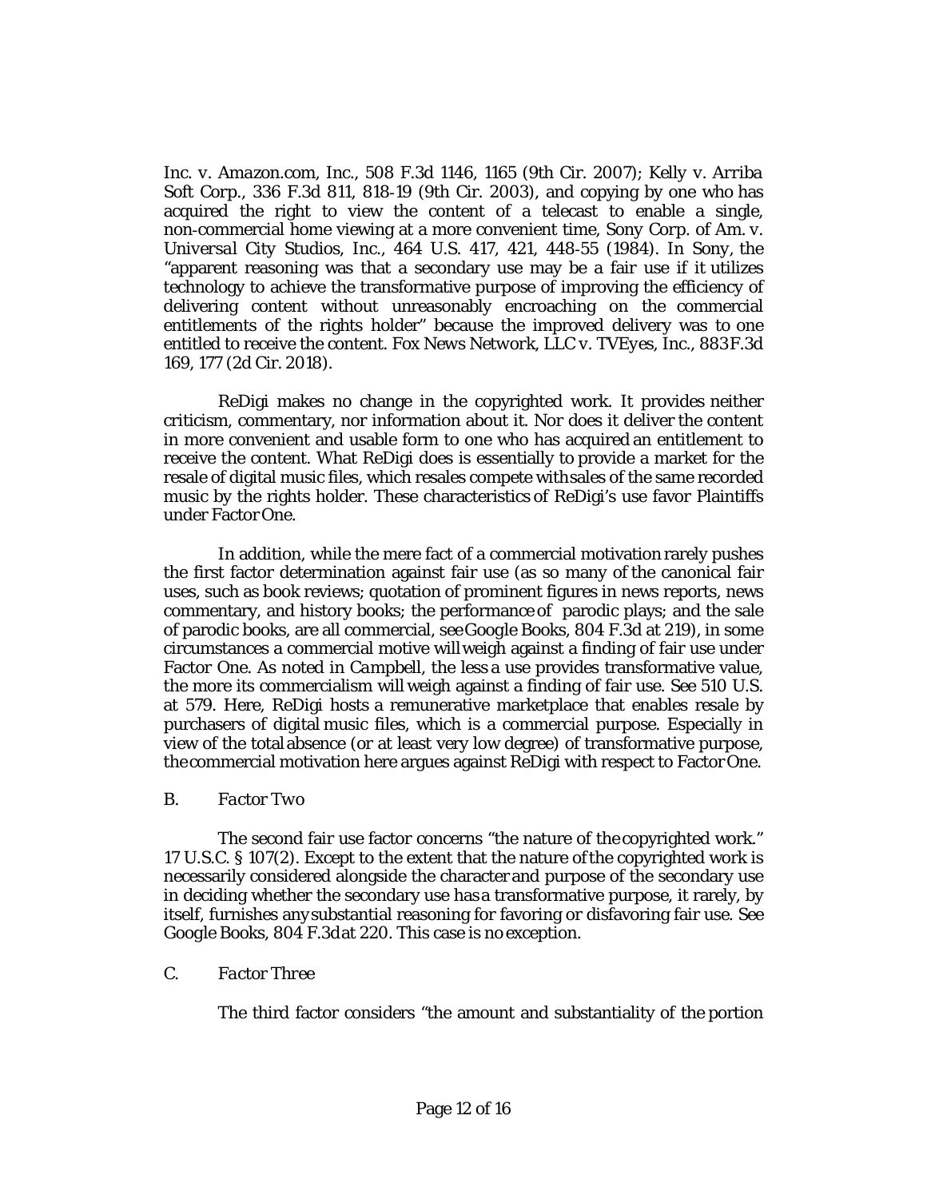Inc. v. Amazon.com, Inc., 508 F.3d 1146, 1165 (9th Cir. 2007); *Kelly v. Arriba Soft Corp.*, 336 F.3d 811, 818-19 (9th Cir. 2003), and copying by one who has acquired the right to view the content of a telecast to enable a single, non-commercial home viewing at a more convenient time, *Sony Corp. of Am. v. Universal City Studios, Inc.*, 464 U.S. 417, 421, 448-55 (1984). In *Sony*, the "apparent reasoning was that a secondary use may be a fair use if it utilizes technology to achieve the transformative purpose of improving the efficiency of delivering content without unreasonably encroaching on the commercial entitlements of the rights holder" because the improved delivery was to one entitled to receive the content. *Fox News Network, LLC v. TVEyes, Inc.*, 883 F.3d 169, 177 (2d Cir. 2018).

ReDigi makes no change in the copyrighted work. It provides neither criticism, commentary, nor information about it. Nor does it deliver the content in more convenient and usable form to one who has acquired an entitlement to receive the content. What ReDigi does is essentially to provide a market for the resale of digital music files, which resales compete with sales of the same recorded music by the rights holder. These characteristics of ReDigi's use favor Plaintiffs under Factor One.

In addition, while the mere fact of a commercial motivation rarely pushes the first factor determination against fair use (as so many of the canonical fair uses, such as book reviews; quotation of prominent figures in news reports, news commentary, and history books; the performance of parodic plays; and the sale of parodic books, are all commercial, *see Google Books*, 804 F.3d at 219), in some circumstances a commercial motive will weigh against a finding of fair use under Factor One. As noted in *Campbell*, the less a use provides transformative value, the more its commercialism will weigh against a finding of fair use. *See* 510 U.S. at 579. Here, ReDigi hosts a remunerative marketplace that enables resale by purchasers of digital music files, which is a commercial purpose. Especially in view of the total absence (or at least very low degree) of transformative purpose, the commercial motivation here argues against ReDigi with respect to Factor One.

### B. *Factor Two*

The second fair use factor concerns "the nature of the copyrighted work." 17 U.S.C. § 107(2). Except to the extent that the nature of the copyrighted work is necessarily considered alongside the character and purpose of the secondary use in deciding whether the secondary use has a transformative purpose, it rarely, by itself, furnishes any substantial reasoning for favoring or disfavoring fair use. *See Google Books*, 804 F.3d at 220. This case is no exception.

### C. *Factor Three*

The third factor considers "the amount and substantiality of the portion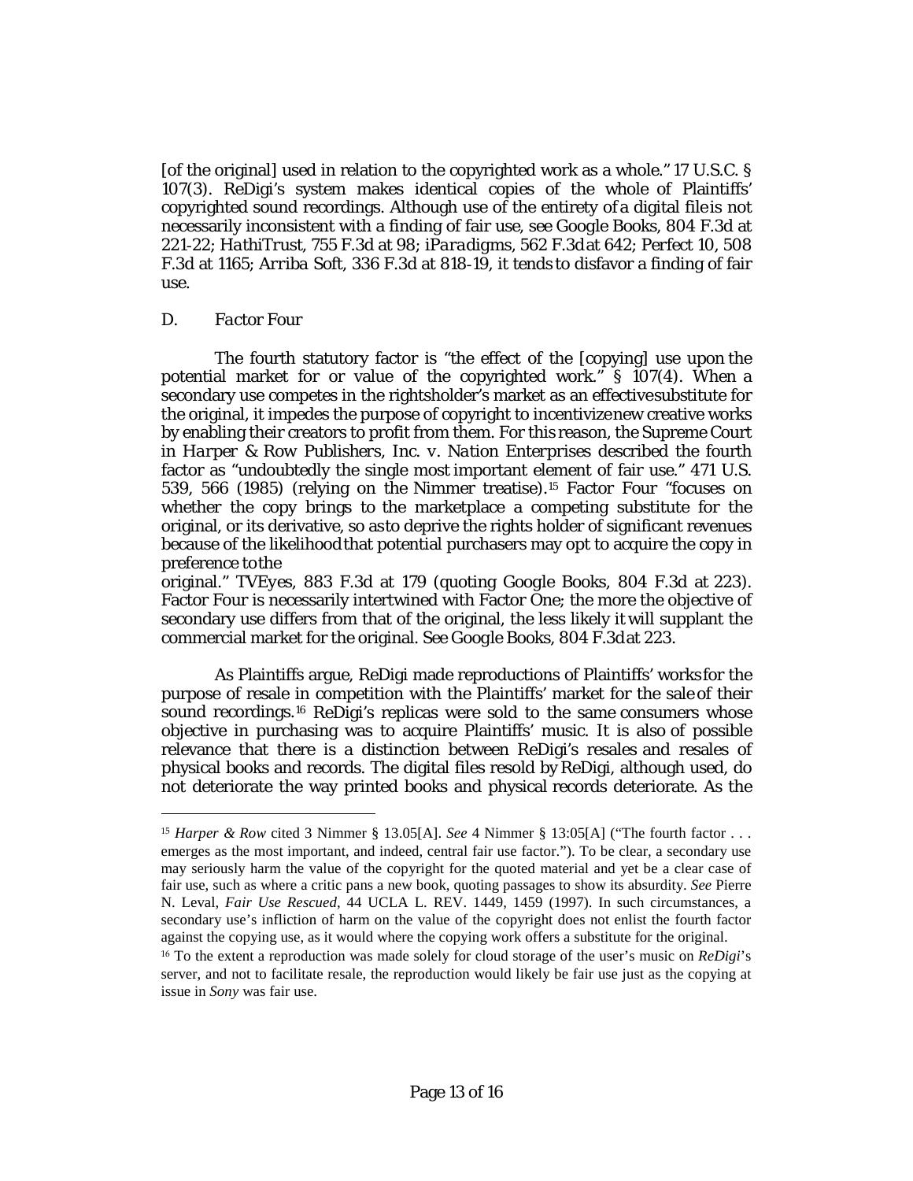[of the original] used in relation to the copyrighted work as a whole." 17 U.S.C. § 107(3). ReDigi's system makes identical copies of the whole of Plaintiffs' copyrighted sound recordings. Although use of the entirety of a digital file is not necessarily inconsistent with a finding of fair use, see Google Books, 804 F.3d at 221-22; *HathiTrust*, 755 F.3d at 98; *iParadigms*, 562 F.3d at 642; *Perfect 10*, 508 F.3d at 1165; *Arriba Soft*, 336 F.3d at 818-19, it tends to disfavor a finding of fair use.

D. *Factor Four*

The fourth statutory factor is "the effect of the [copying] use upon the potential market for or value of the copyrighted work." § 107(4). When a secondary use competes in the rightsholder's market as an effective substitute for the original, it impedes the purpose of copyright to incentivize new creative works by enabling their creators to profit from them. For this reason, the Supreme Court in *Harper & Row Publishers, Inc. v. Nation Enterprises* described the fourth factor as "undoubtedly the single most important element of fair use." 471 U.S. 539, 566 (1985) (relying on the Nimmer treatise).[15] Factor Four "focuses on whether the copy brings to the marketplace a competing substitute for the original, or its derivative, so as to deprive the rights holder of significant revenues because of the likelihood that potential purchasers may opt to acquire the copy in preference to the original." *TVEyes*, 883 F.3d at 179 (quoting *Google Books*, 804 F.3d at 223). Factor Four is necessarily intertwined with Factor One; the more the objective of secondary use differs from that of the original, the less likely it will supplant the commercial market for the original. See Google Books, 804 F.3d at 223.

As Plaintiffs argue, ReDigi made reproductions of Plaintiffs' works for the purpose of resale in competition with the Plaintiffs' market for the sale of their sound recordings.[16] ReDigi's replicas were sold to the same consumers whose objective in purchasing was to acquire Plaintiffs' music. It is also of possible relevance that there is a distinction between ReDigi's resales and resales of physical books and records. The digital files resold by ReDigi, although used, do not deteriorate the way printed books and physical records deteriorate. As the

---

[15] *Harper & Row* cited 3 Nimmer § 13.05[A]. *See* 4 Nimmer § 13:05[A] ("The fourth factor . . . emerges as the most important, and indeed, central fair use factor."). To be clear, a secondary use may seriously harm the value of the copyright for the quoted material and yet be a clear case of fair use, such as where a critic pans a new book, quoting passages to show its absurdity. *See* Pierre N. Leval, *Fair Use Rescued*, 44 UCLA L. REV. 1449, 1459 (1997). In such circumstances, a secondary use's infliction of harm on the value of the copyright does not enlist the fourth factor against the copying use, as it would where the copying work offers a substitute for the original.

[16] To the extent a reproduction was made solely for cloud storage of the user's music on *ReDigi*'s server, and not to facilitate resale, the reproduction would likely be fair use just as the copying at issue in *Sony* was fair use.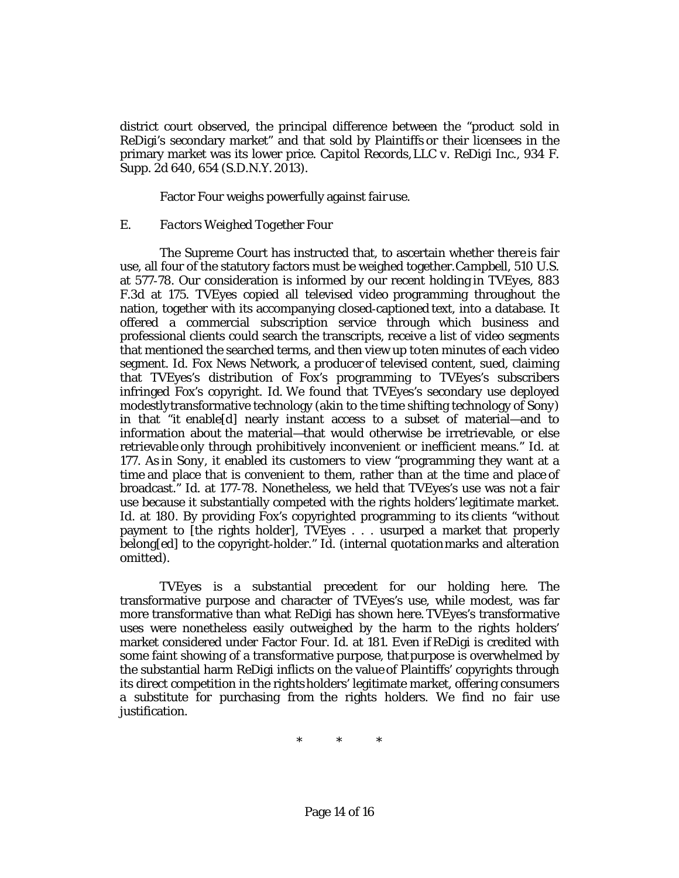district court observed, the principal difference between the "product sold in ReDigi's secondary market" and that sold by Plaintiffs or their licensees in the primary market was its lower price. *Capitol Records, LLC v. ReDigi Inc.*, 934 F. Supp. 2d 640, 654 (S.D.N.Y. 2013).

Factor Four weighs powerfully against fair use.

### E. *Factors Weighed Together Four*

The Supreme Court has instructed that, to ascertain whether there is fair use, all four of the statutory factors must be weighed together. *Campbell*, 510 U.S. at 577-78. Our consideration is informed by our recent holding in *TVEyes*, 883 F.3d at 175. TVEyes copied all televised video programming throughout the nation, together with its accompanying closed-captioned text, into a database. It offered a commercial subscription service through which business and professional clients could search the transcripts, receive a list of video segments that mentioned the searched terms, and then view up to ten minutes of each video segment. *Id.* Fox News Network, a producer of televised content, sued, claiming that TVEyes's distribution of Fox's programming to TVEyes's subscribers infringed Fox's copyright. *Id.* We found that TVEyes's secondary use deployed modestly transformative technology (akin to the time shifting technology of *Sony*) in that "it enable[d] nearly instant access to a subset of material—and to information about the material—that would otherwise be irretrievable, or else retrievable only through prohibitively inconvenient or inefficient means." *Id.* at 177. As in *Sony*, it enabled its customers to view "programming they want at a time and place that is convenient to them, rather than at the time and place of broadcast." *Id.* at 177-78. Nonetheless, we held that TVEyes's use was not a fair use because it substantially competed with the rights holders' legitimate market. *Id.* at 180. By providing Fox's copyrighted programming to its clients "without payment to [the rights holder], TVEyes . . . usurped a market that properly belong[ed] to the copyright-holder." *Id.* (internal quotation marks and alteration omitted).

*TVEyes* is a substantial precedent for our holding here. The transformative purpose and character of TVEyes's use, while modest, was far more transformative than what ReDigi has shown here. TVEyes's transformative uses were nonetheless easily outweighed by the harm to the rights holders' market considered under Factor Four. *Id.* at 181. Even if ReDigi is credited with some faint showing of a transformative purpose, that purpose is overwhelmed by the substantial harm ReDigi inflicts on the value of Plaintiffs' copyrights through its direct competition in the rights holders' legitimate market, offering consumers a substitute for purchasing from the rights holders. We find no fair use justification.

\*   \*   \*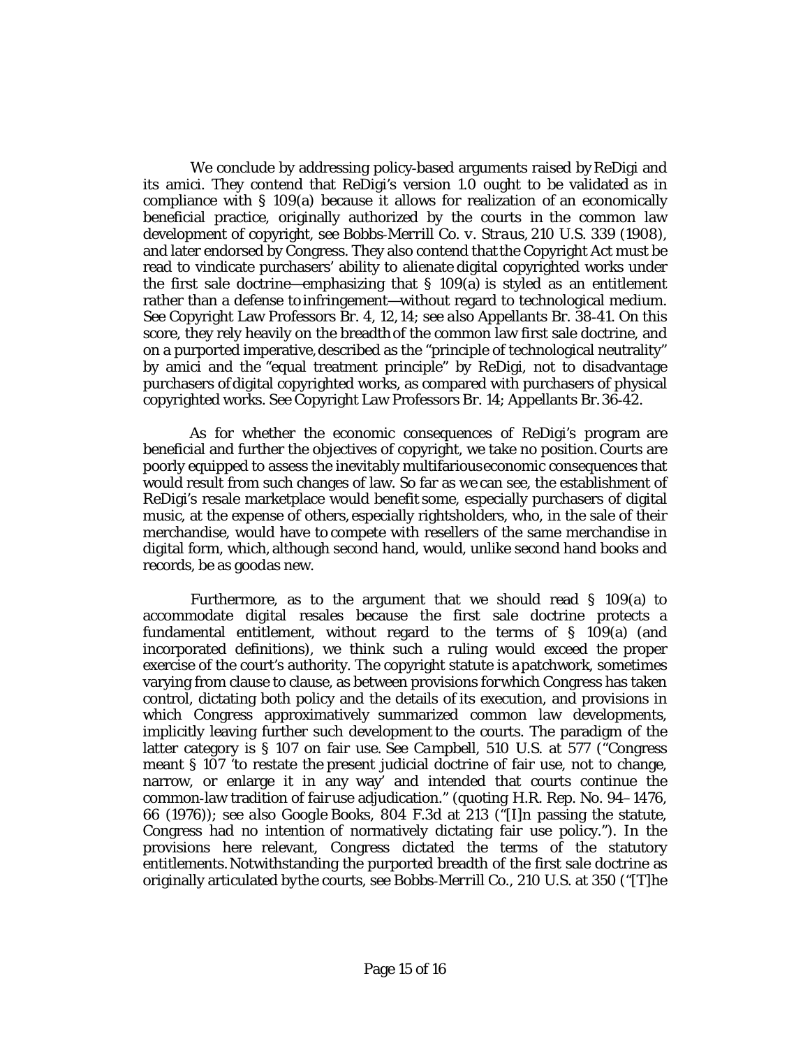We conclude by addressing policy-based arguments raised by ReDigi and its amici. They contend that ReDigi's version 1.0 ought to be validated as in compliance with § 109(a) because it allows for realization of an economically beneficial practice, originally authorized by the courts in the common law development of copyright, see *Bobbs-Merrill Co. v. Straus*, 210 U.S. 339 (1908), and later endorsed by Congress. They also contend that the Copyright Act must be read to vindicate purchasers' ability to alienate digital copyrighted works under the first sale doctrine—emphasizing that § 109(a) is styled as an entitlement rather than a defense to infringement—without regard to technological medium. *See* Copyright Law Professors Br. 4, 12, 14; *see also* Appellants Br. 38-41. On this score, they rely heavily on the breadth of the common law first sale doctrine, and on a purported imperative, described as the "principle of technological neutrality" by amici and the "equal treatment principle" by ReDigi, not to disadvantage purchasers of digital copyrighted works, as compared with purchasers of physical copyrighted works. *See* Copyright Law Professors Br. 14; Appellants Br. 36-42.

As for whether the economic consequences of ReDigi's program are beneficial and further the objectives of copyright, we take no position. Courts are poorly equipped to assess the inevitably multifarious economic consequences that would result from such changes of law. So far as we can see, the establishment of ReDigi's resale marketplace would benefit some, especially purchasers of digital music, at the expense of others, especially rightsholders, who, in the sale of their merchandise, would have to compete with resellers of the same merchandise in digital form, which, although second hand, would, unlike second hand books and records, be as good as new.

Furthermore, as to the argument that we should read § 109(a) to accommodate digital resales because the first sale doctrine protects a fundamental entitlement, without regard to the terms of § 109(a) (and incorporated definitions), we think such a ruling would exceed the proper exercise of the court's authority. The copyright statute is a patchwork, sometimes varying from clause to clause, as between provisions for which Congress has taken control, dictating both policy and the details of its execution, and provisions in which Congress approximatively summarized common law developments, implicitly leaving further such development to the courts. The paradigm of the latter category is § 107 on fair use. *See Campbell*, 510 U.S. at 577 ("Congress meant § 107 'to restate the present judicial doctrine of fair use, not to change, narrow, or enlarge it in any way' and intended that courts continue the common-law tradition of fair use adjudication." (quoting H.R. Rep. No. 94–1476, 66 (1976)); *see also Google Books*, 804 F.3d at 213 ("[I]n passing the statute, Congress had no intention of normatively dictating fair use policy."). In the provisions here relevant, Congress dictated the terms of the statutory entitlements. Notwithstanding the purported breadth of the first sale doctrine as originally articulated by the courts, *see Bobbs-Merrill Co.*, 210 U.S. at 350 ("[T]he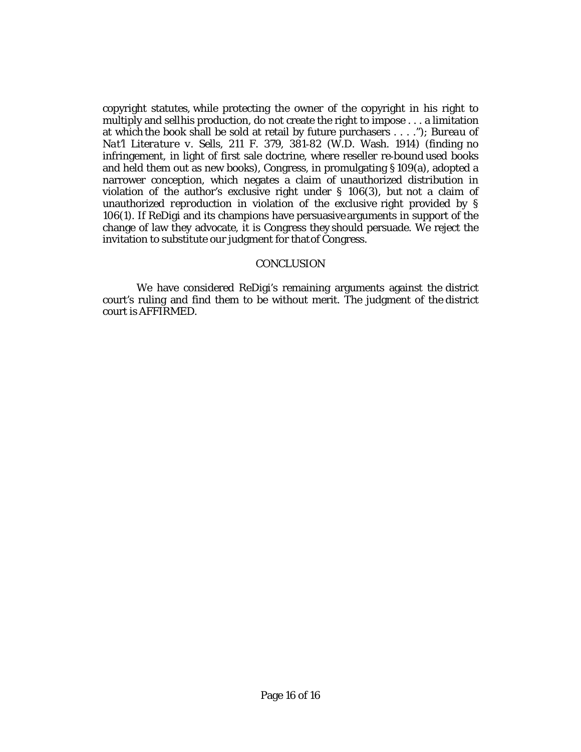copyright statutes, while protecting the owner of the copyright in his right to multiply and sell his production, do not create the right to impose . . . a limitation at which the book shall be sold at retail by future purchasers . . . ."); *Bureau of Nat'l Literature v. Sells*, 211 F. 379, 381-82 (W.D. Wash. 1914) (finding no infringement, in light of first sale doctrine, where reseller re-bound used books and held them out as new books), Congress, in promulgating § 109(a), adopted a narrower conception, which negates a claim of unauthorized distribution in violation of the author's exclusive right under § 106(3), but not a claim of unauthorized reproduction in violation of the exclusive right provided by § 106(1). If ReDigi and its champions have persuasive arguments in support of the change of law they advocate, it is Congress they should persuade. We reject the invitation to substitute our judgment for that of Congress.

## CONCLUSION

We have considered ReDigi's remaining arguments against the district court's ruling and find them to be without merit. The judgment of the district court is AFFIRMED.